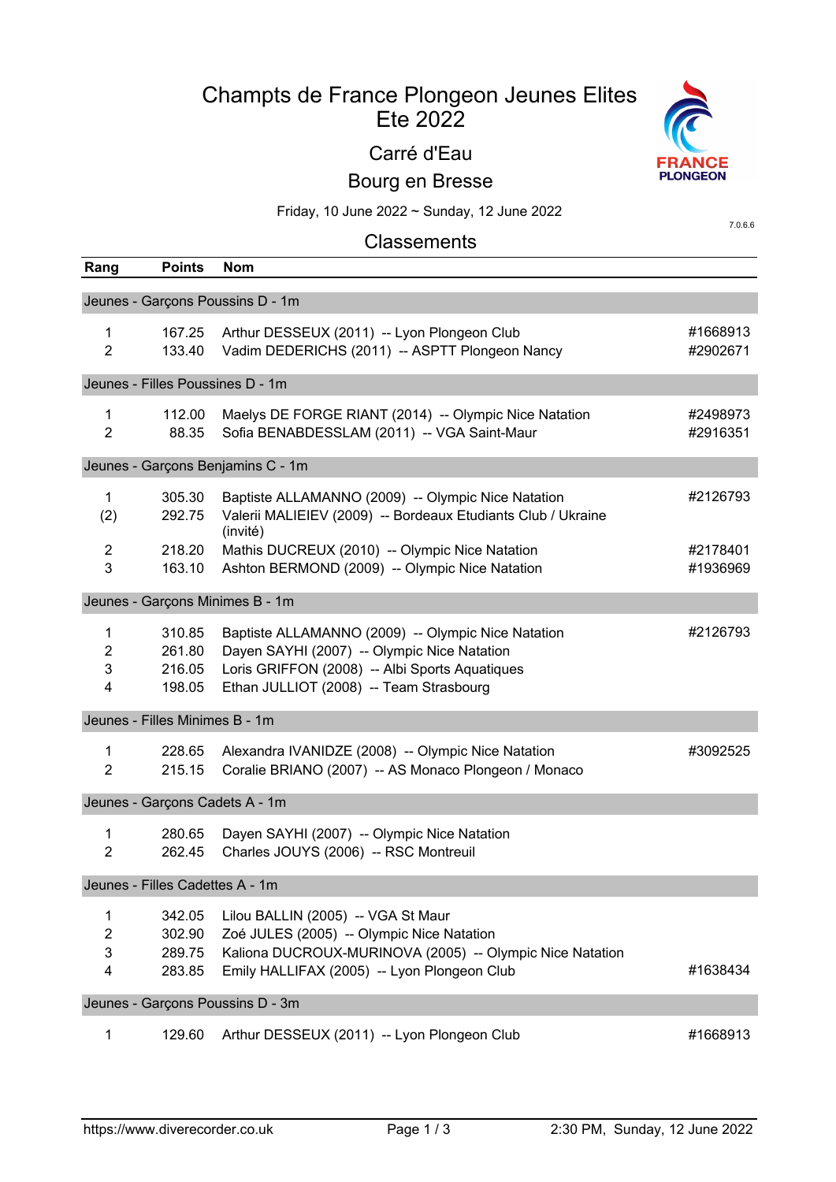# Champts de France Plongeon Jeunes Elites Ete 2022

## Carré d'Eau

## Bourg en Bresse

Friday, 10 June 2022 ~ Sunday, 12 June 2022

7.0.6.6

## Classements

| Rang | Points | Nom | |
|---|---|---|---|
| **Jeunes - Garçons Poussins D - 1m** | | | |
| 1 | 167.25 | Arthur DESSEUX (2011) -- Lyon Plongeon Club | #1668913 |
| 2 | 133.40 | Vadim DEDERICHS (2011) -- ASPTT Plongeon Nancy | #2902671 |
| **Jeunes - Filles Poussines D - 1m** | | | |
| 1 | 112.00 | Maelys DE FORGE RIANT (2014) -- Olympic Nice Natation | #2498973 |
| 2 | 88.35 | Sofia BENABDESSLAM (2011) -- VGA Saint-Maur | #2916351 |
| **Jeunes - Garçons Benjamins C - 1m** | | | |
| 1 | 305.30 | Baptiste ALLAMANNO (2009) -- Olympic Nice Natation | #2126793 |
| (2) | 292.75 | Valerii MALIEIEV (2009) -- Bordeaux Etudiants Club / Ukraine (invité) | |
| 2 | 218.20 | Mathis DUCREUX (2010) -- Olympic Nice Natation | #2178401 |
| 3 | 163.10 | Ashton BERMOND (2009) -- Olympic Nice Natation | #1936969 |
| **Jeunes - Garçons Minimes B - 1m** | | | |
| 1 | 310.85 | Baptiste ALLAMANNO (2009) -- Olympic Nice Natation | #2126793 |
| 2 | 261.80 | Dayen SAYHI (2007) -- Olympic Nice Natation | |
| 3 | 216.05 | Loris GRIFFON (2008) -- Albi Sports Aquatiques | |
| 4 | 198.05 | Ethan JULLIOT (2008) -- Team Strasbourg | |
| **Jeunes - Filles Minimes B - 1m** | | | |
| 1 | 228.65 | Alexandra IVANIDZE (2008) -- Olympic Nice Natation | #3092525 |
| 2 | 215.15 | Coralie BRIANO (2007) -- AS Monaco Plongeon / Monaco | |
| **Jeunes - Garçons Cadets A - 1m** | | | |
| 1 | 280.65 | Dayen SAYHI (2007) -- Olympic Nice Natation | |
| 2 | 262.45 | Charles JOUYS (2006) -- RSC Montreuil | |
| **Jeunes - Filles Cadettes A - 1m** | | | |
| 1 | 342.05 | Lilou BALLIN (2005) -- VGA St Maur | |
| 2 | 302.90 | Zoé JULES (2005) -- Olympic Nice Natation | |
| 3 | 289.75 | Kaliona DUCROUX-MURINOVA (2005) -- Olympic Nice Natation | |
| 4 | 283.85 | Emily HALLIFAX (2005) -- Lyon Plongeon Club | #1638434 |
| **Jeunes - Garçons Poussins D - 3m** | | | |
| 1 | 129.60 | Arthur DESSEUX (2011) -- Lyon Plongeon Club | #1668913 |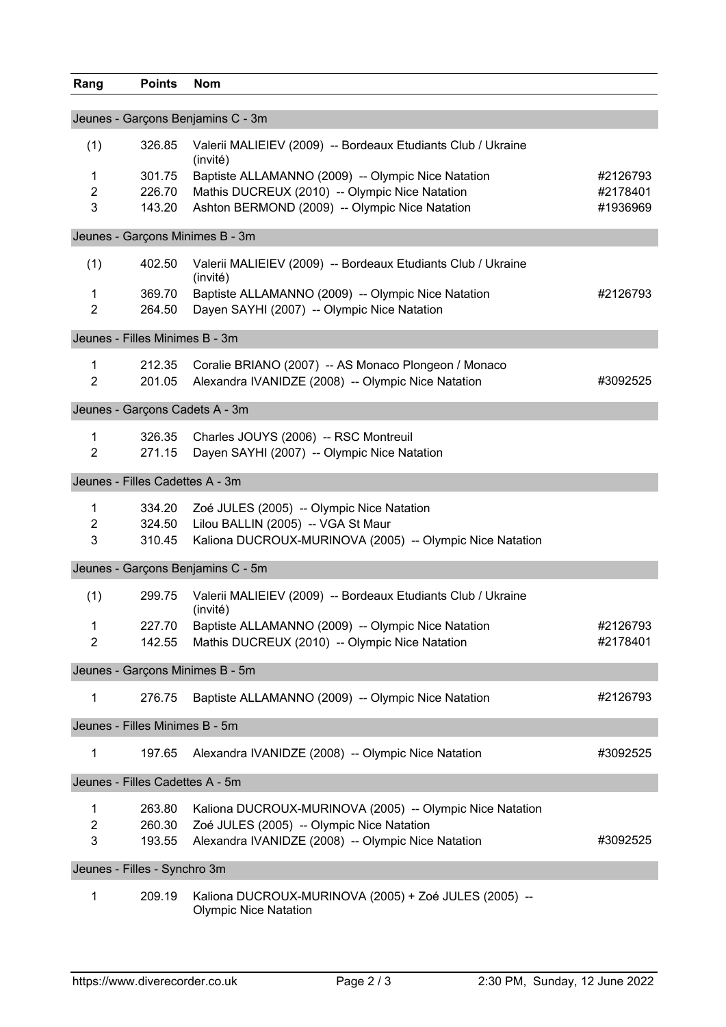| Rang | Points | Nom | |
|---|---|---|---|
| **Jeunes - Garçons Benjamins C - 3m** | | | |
| (1) | 326.85 | Valerii MALIEIEV (2009) -- Bordeaux Etudiants Club / Ukraine (invité) | |
| 1 | 301.75 | Baptiste ALLAMANNO (2009) -- Olympic Nice Natation | #2126793 |
| 2 | 226.70 | Mathis DUCREUX (2010) -- Olympic Nice Natation | #2178401 |
| 3 | 143.20 | Ashton BERMOND (2009) -- Olympic Nice Natation | #1936969 |
| **Jeunes - Garçons Minimes B - 3m** | | | |
| (1) | 402.50 | Valerii MALIEIEV (2009) -- Bordeaux Etudiants Club / Ukraine (invité) | |
| 1 | 369.70 | Baptiste ALLAMANNO (2009) -- Olympic Nice Natation | #2126793 |
| 2 | 264.50 | Dayen SAYHI (2007) -- Olympic Nice Natation | |
| **Jeunes - Filles Minimes B - 3m** | | | |
| 1 | 212.35 | Coralie BRIANO (2007) -- AS Monaco Plongeon / Monaco | |
| 2 | 201.05 | Alexandra IVANIDZE (2008) -- Olympic Nice Natation | #3092525 |
| **Jeunes - Garçons Cadets A - 3m** | | | |
| 1 | 326.35 | Charles JOUYS (2006) -- RSC Montreuil | |
| 2 | 271.15 | Dayen SAYHI (2007) -- Olympic Nice Natation | |
| **Jeunes - Filles Cadettes A - 3m** | | | |
| 1 | 334.20 | Zoé JULES (2005) -- Olympic Nice Natation | |
| 2 | 324.50 | Lilou BALLIN (2005) -- VGA St Maur | |
| 3 | 310.45 | Kaliona DUCROUX-MURINOVA (2005) -- Olympic Nice Natation | |
| **Jeunes - Garçons Benjamins C - 5m** | | | |
| (1) | 299.75 | Valerii MALIEIEV (2009) -- Bordeaux Etudiants Club / Ukraine (invité) | |
| 1 | 227.70 | Baptiste ALLAMANNO (2009) -- Olympic Nice Natation | #2126793 |
| 2 | 142.55 | Mathis DUCREUX (2010) -- Olympic Nice Natation | #2178401 |
| **Jeunes - Garçons Minimes B - 5m** | | | |
| 1 | 276.75 | Baptiste ALLAMANNO (2009) -- Olympic Nice Natation | #2126793 |
| **Jeunes - Filles Minimes B - 5m** | | | |
| 1 | 197.65 | Alexandra IVANIDZE (2008) -- Olympic Nice Natation | #3092525 |
| **Jeunes - Filles Cadettes A - 5m** | | | |
| 1 | 263.80 | Kaliona DUCROUX-MURINOVA (2005) -- Olympic Nice Natation | |
| 2 | 260.30 | Zoé JULES (2005) -- Olympic Nice Natation | |
| 3 | 193.55 | Alexandra IVANIDZE (2008) -- Olympic Nice Natation | #3092525 |
| **Jeunes - Filles - Synchro 3m** | | | |
| 1 | 209.19 | Kaliona DUCROUX-MURINOVA (2005) + Zoé JULES (2005) -- Olympic Nice Natation | |

https://www.diverecorder.co.uk — 2:30 PM, Sunday, 12 June 2022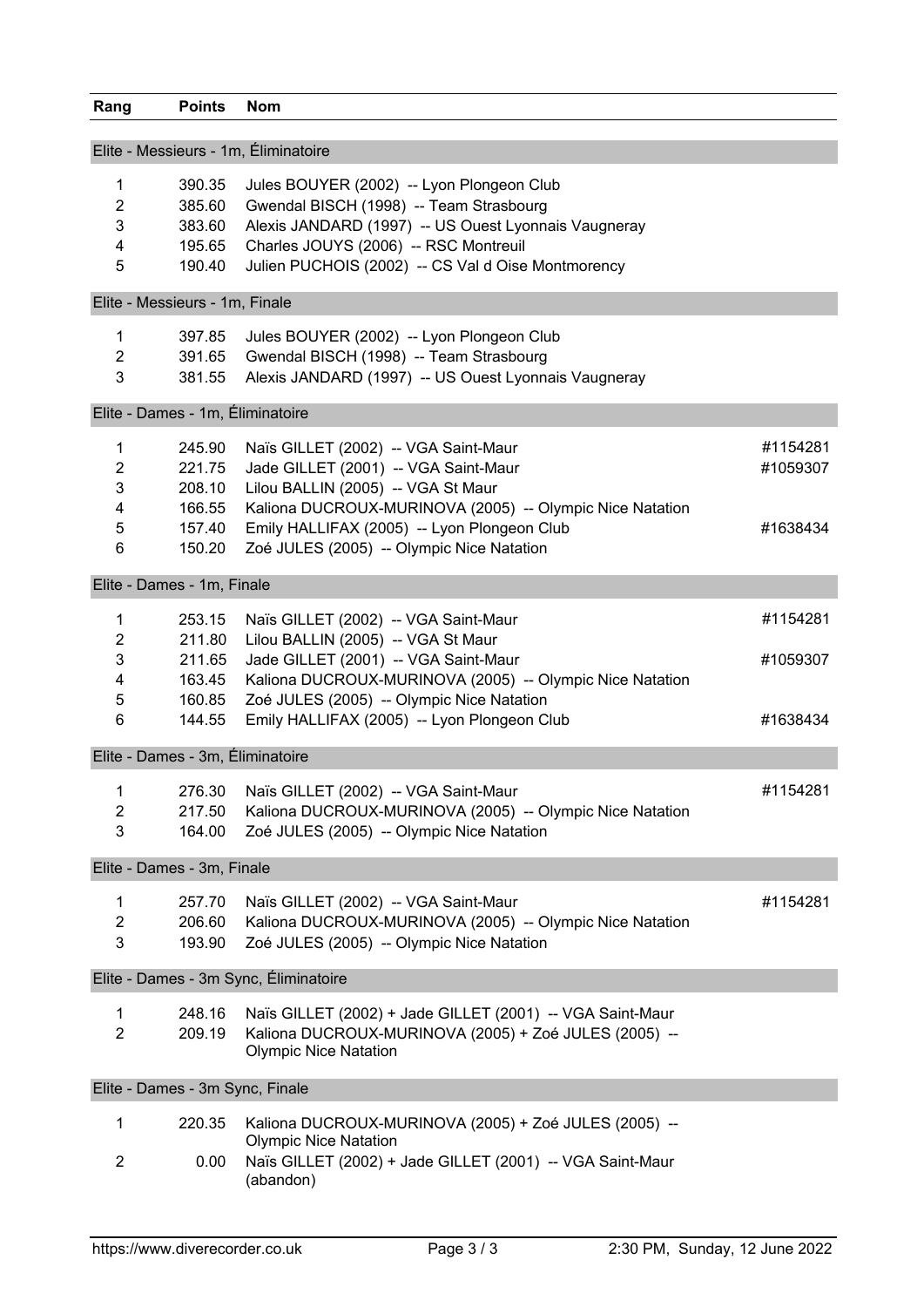| Rang | Points | Nom | |
|---|---|---|---|
| **Elite - Messieurs - 1m, Éliminatoire** | | | |
| 1 | 390.35 | Jules BOUYER (2002) -- Lyon Plongeon Club | |
| 2 | 385.60 | Gwendal BISCH (1998) -- Team Strasbourg | |
| 3 | 383.60 | Alexis JANDARD (1997) -- US Ouest Lyonnais Vaugneray | |
| 4 | 195.65 | Charles JOUYS (2006) -- RSC Montreuil | |
| 5 | 190.40 | Julien PUCHOIS (2002) -- CS Val d Oise Montmorency | |
| **Elite - Messieurs - 1m, Finale** | | | |
| 1 | 397.85 | Jules BOUYER (2002) -- Lyon Plongeon Club | |
| 2 | 391.65 | Gwendal BISCH (1998) -- Team Strasbourg | |
| 3 | 381.55 | Alexis JANDARD (1997) -- US Ouest Lyonnais Vaugneray | |
| **Elite - Dames - 1m, Éliminatoire** | | | |
| 1 | 245.90 | Naïs GILLET (2002) -- VGA Saint-Maur | #1154281 |
| 2 | 221.75 | Jade GILLET (2001) -- VGA Saint-Maur | #1059307 |
| 3 | 208.10 | Lilou BALLIN (2005) -- VGA St Maur | |
| 4 | 166.55 | Kaliona DUCROUX-MURINOVA (2005) -- Olympic Nice Natation | |
| 5 | 157.40 | Emily HALLIFAX (2005) -- Lyon Plongeon Club | #1638434 |
| 6 | 150.20 | Zoé JULES (2005) -- Olympic Nice Natation | |
| **Elite - Dames - 1m, Finale** | | | |
| 1 | 253.15 | Naïs GILLET (2002) -- VGA Saint-Maur | #1154281 |
| 2 | 211.80 | Lilou BALLIN (2005) -- VGA St Maur | |
| 3 | 211.65 | Jade GILLET (2001) -- VGA Saint-Maur | #1059307 |
| 4 | 163.45 | Kaliona DUCROUX-MURINOVA (2005) -- Olympic Nice Natation | |
| 5 | 160.85 | Zoé JULES (2005) -- Olympic Nice Natation | |
| 6 | 144.55 | Emily HALLIFAX (2005) -- Lyon Plongeon Club | #1638434 |
| **Elite - Dames - 3m, Éliminatoire** | | | |
| 1 | 276.30 | Naïs GILLET (2002) -- VGA Saint-Maur | #1154281 |
| 2 | 217.50 | Kaliona DUCROUX-MURINOVA (2005) -- Olympic Nice Natation | |
| 3 | 164.00 | Zoé JULES (2005) -- Olympic Nice Natation | |
| **Elite - Dames - 3m, Finale** | | | |
| 1 | 257.70 | Naïs GILLET (2002) -- VGA Saint-Maur | #1154281 |
| 2 | 206.60 | Kaliona DUCROUX-MURINOVA (2005) -- Olympic Nice Natation | |
| 3 | 193.90 | Zoé JULES (2005) -- Olympic Nice Natation | |
| **Elite - Dames - 3m Sync, Éliminatoire** | | | |
| 1 | 248.16 | Naïs GILLET (2002) + Jade GILLET (2001) -- VGA Saint-Maur | |
| 2 | 209.19 | Kaliona DUCROUX-MURINOVA (2005) + Zoé JULES (2005) -- Olympic Nice Natation | |
| **Elite - Dames - 3m Sync, Finale** | | | |
| 1 | 220.35 | Kaliona DUCROUX-MURINOVA (2005) + Zoé JULES (2005) -- Olympic Nice Natation | |
| 2 | 0.00 | Naïs GILLET (2002) + Jade GILLET (2001) -- VGA Saint-Maur (abandon) | |

https://www.diverecorder.co.uk — 2:30 PM, Sunday, 12 June 2022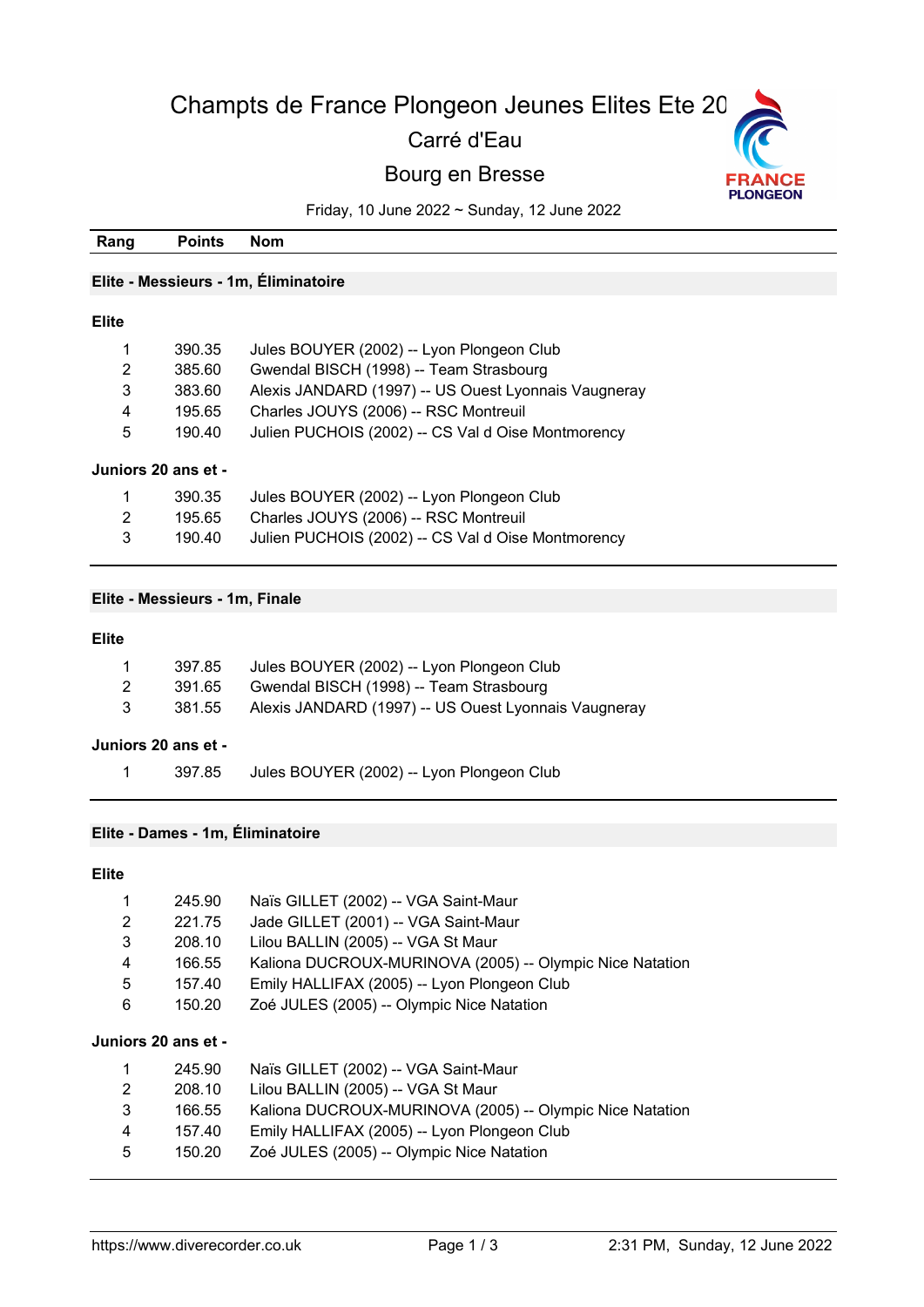# Champts de France Plongeon Jeunes Elites Ete 20

Carré d'Eau

Bourg en Bresse

Friday, 10 June 2022 ~ Sunday, 12 June 2022

| Rang | Points | Nom |
|---|---|---|

## Elite - Messieurs - 1m, Éliminatoire

### Elite

| Rang | Points | Nom |
|---|---|---|
| 1 | 390.35 | Jules BOUYER (2002) -- Lyon Plongeon Club |
| 2 | 385.60 | Gwendal BISCH (1998) -- Team Strasbourg |
| 3 | 383.60 | Alexis JANDARD (1997) -- US Ouest Lyonnais Vaugneray |
| 4 | 195.65 | Charles JOUYS (2006) -- RSC Montreuil |
| 5 | 190.40 | Julien PUCHOIS (2002) -- CS Val d Oise Montmorency |

### Juniors 20 ans et -

| Rang | Points | Nom |
|---|---|---|
| 1 | 390.35 | Jules BOUYER (2002) -- Lyon Plongeon Club |
| 2 | 195.65 | Charles JOUYS (2006) -- RSC Montreuil |
| 3 | 190.40 | Julien PUCHOIS (2002) -- CS Val d Oise Montmorency |

## Elite - Messieurs - 1m, Finale

### Elite

| Rang | Points | Nom |
|---|---|---|
| 1 | 397.85 | Jules BOUYER (2002) -- Lyon Plongeon Club |
| 2 | 391.65 | Gwendal BISCH (1998) -- Team Strasbourg |
| 3 | 381.55 | Alexis JANDARD (1997) -- US Ouest Lyonnais Vaugneray |

### Juniors 20 ans et -

| Rang | Points | Nom |
|---|---|---|
| 1 | 397.85 | Jules BOUYER (2002) -- Lyon Plongeon Club |

## Elite - Dames - 1m, Éliminatoire

### Elite

| Rang | Points | Nom |
|---|---|---|
| 1 | 245.90 | Naïs GILLET (2002) -- VGA Saint-Maur |
| 2 | 221.75 | Jade GILLET (2001) -- VGA Saint-Maur |
| 3 | 208.10 | Lilou BALLIN (2005) -- VGA St Maur |
| 4 | 166.55 | Kaliona DUCROUX-MURINOVA (2005) -- Olympic Nice Natation |
| 5 | 157.40 | Emily HALLIFAX (2005) -- Lyon Plongeon Club |
| 6 | 150.20 | Zoé JULES (2005) -- Olympic Nice Natation |

### Juniors 20 ans et -

| Rang | Points | Nom |
|---|---|---|
| 1 | 245.90 | Naïs GILLET (2002) -- VGA Saint-Maur |
| 2 | 208.10 | Lilou BALLIN (2005) -- VGA St Maur |
| 3 | 166.55 | Kaliona DUCROUX-MURINOVA (2005) -- Olympic Nice Natation |
| 4 | 157.40 | Emily HALLIFAX (2005) -- Lyon Plongeon Club |
| 5 | 150.20 | Zoé JULES (2005) -- Olympic Nice Natation |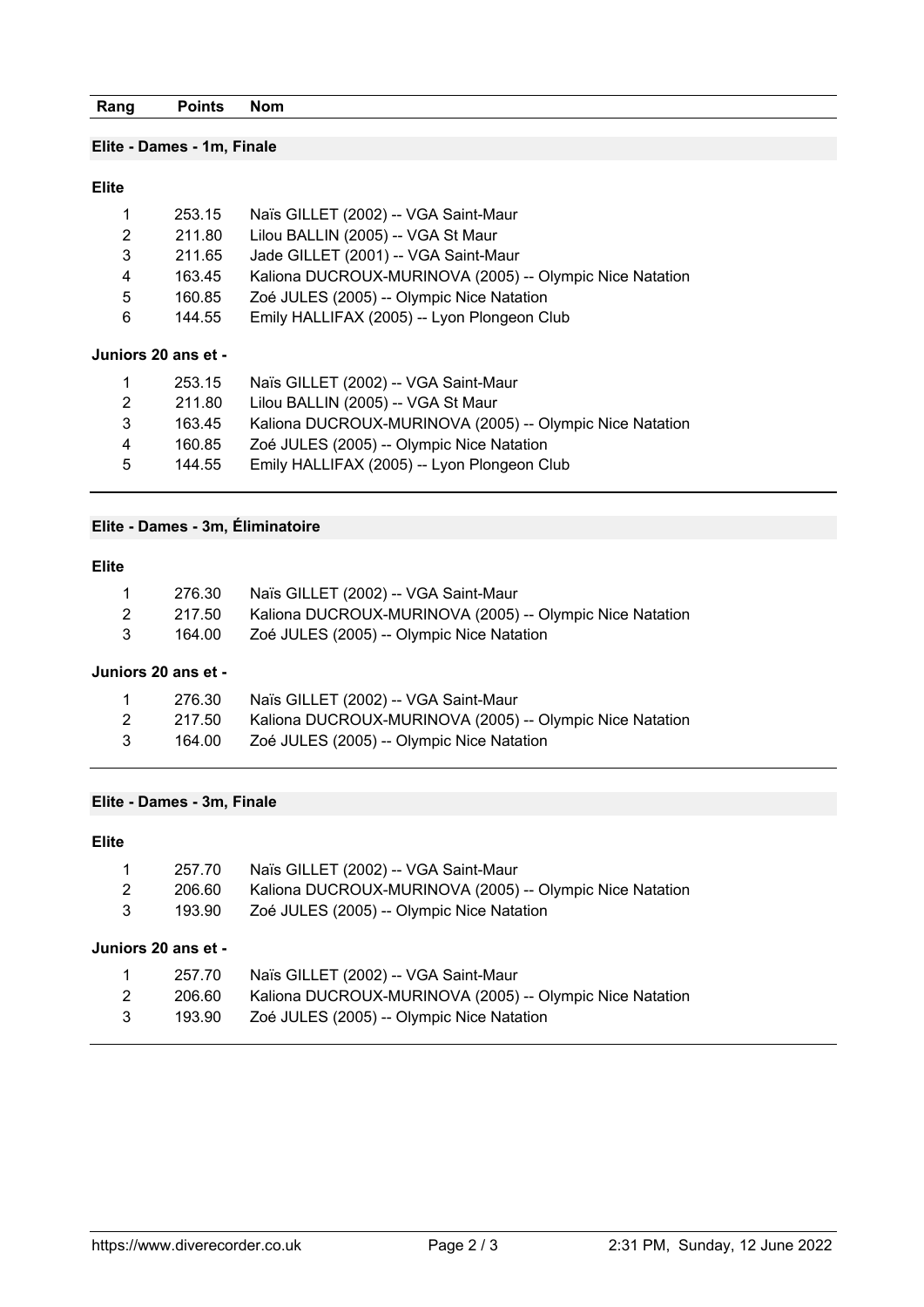| Rang | Points | Nom |
|---|---|---|

## Elite - Dames - 1m, Finale

**Elite**

| Rang | Points | Nom |
|---|---|---|
| 1 | 253.15 | Naïs GILLET (2002) -- VGA Saint-Maur |
| 2 | 211.80 | Lilou BALLIN (2005) -- VGA St Maur |
| 3 | 211.65 | Jade GILLET (2001) -- VGA Saint-Maur |
| 4 | 163.45 | Kaliona DUCROUX-MURINOVA (2005) -- Olympic Nice Natation |
| 5 | 160.85 | Zoé JULES (2005) -- Olympic Nice Natation |
| 6 | 144.55 | Emily HALLIFAX (2005) -- Lyon Plongeon Club |

**Juniors 20 ans et -**

| Rang | Points | Nom |
|---|---|---|
| 1 | 253.15 | Naïs GILLET (2002) -- VGA Saint-Maur |
| 2 | 211.80 | Lilou BALLIN (2005) -- VGA St Maur |
| 3 | 163.45 | Kaliona DUCROUX-MURINOVA (2005) -- Olympic Nice Natation |
| 4 | 160.85 | Zoé JULES (2005) -- Olympic Nice Natation |
| 5 | 144.55 | Emily HALLIFAX (2005) -- Lyon Plongeon Club |

## Elite - Dames - 3m, Éliminatoire

**Elite**

| Rang | Points | Nom |
|---|---|---|
| 1 | 276.30 | Naïs GILLET (2002) -- VGA Saint-Maur |
| 2 | 217.50 | Kaliona DUCROUX-MURINOVA (2005) -- Olympic Nice Natation |
| 3 | 164.00 | Zoé JULES (2005) -- Olympic Nice Natation |

**Juniors 20 ans et -**

| Rang | Points | Nom |
|---|---|---|
| 1 | 276.30 | Naïs GILLET (2002) -- VGA Saint-Maur |
| 2 | 217.50 | Kaliona DUCROUX-MURINOVA (2005) -- Olympic Nice Natation |
| 3 | 164.00 | Zoé JULES (2005) -- Olympic Nice Natation |

## Elite - Dames - 3m, Finale

**Elite**

| Rang | Points | Nom |
|---|---|---|
| 1 | 257.70 | Naïs GILLET (2002) -- VGA Saint-Maur |
| 2 | 206.60 | Kaliona DUCROUX-MURINOVA (2005) -- Olympic Nice Natation |
| 3 | 193.90 | Zoé JULES (2005) -- Olympic Nice Natation |

**Juniors 20 ans et -**

| Rang | Points | Nom |
|---|---|---|
| 1 | 257.70 | Naïs GILLET (2002) -- VGA Saint-Maur |
| 2 | 206.60 | Kaliona DUCROUX-MURINOVA (2005) -- Olympic Nice Natation |
| 3 | 193.90 | Zoé JULES (2005) -- Olympic Nice Natation |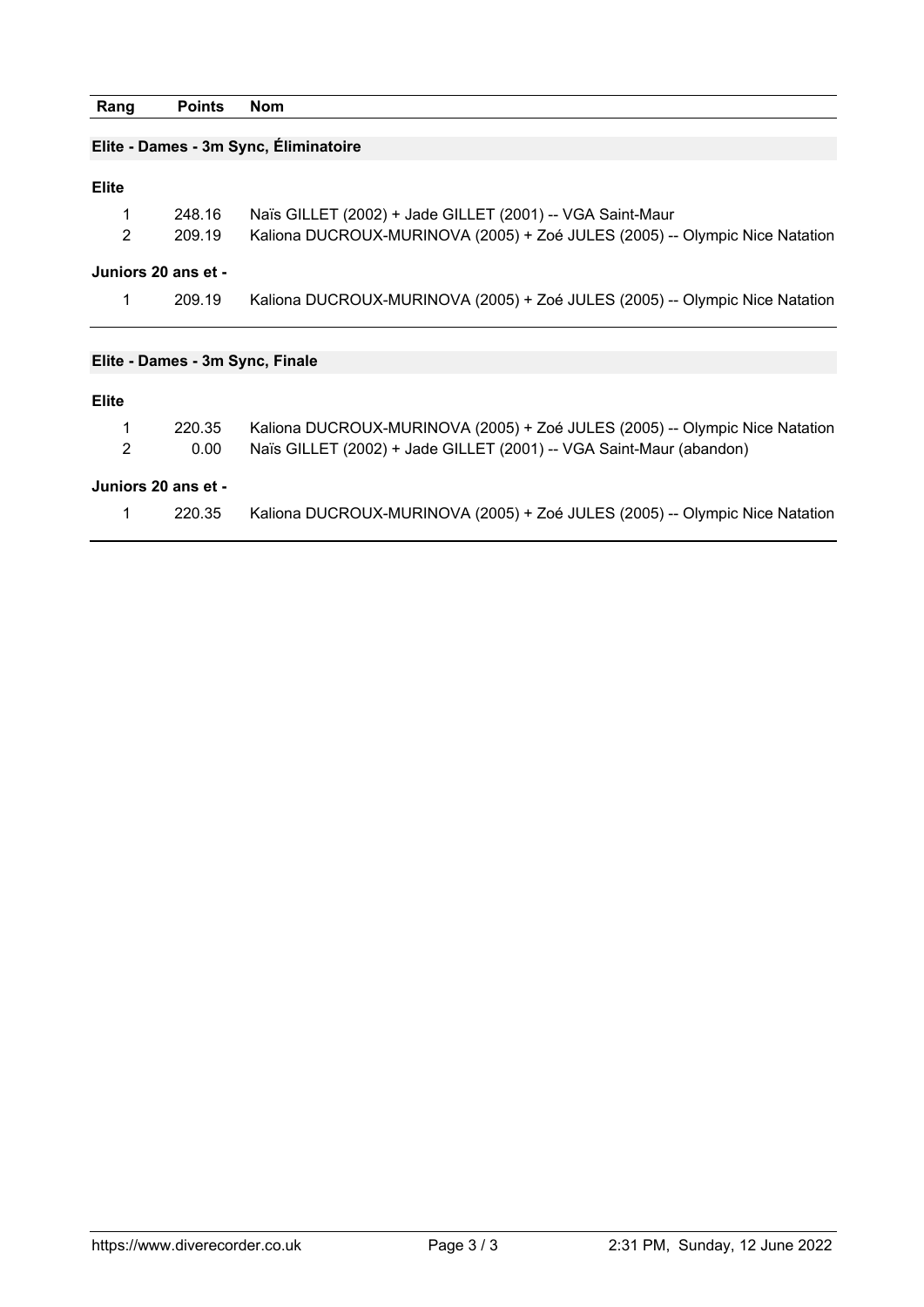| Rang | Points | Nom |
|---|---|---|

## Elite - Dames - 3m Sync, Éliminatoire

**Elite**

| Rang | Points | Nom |
|---|---|---|
| 1 | 248.16 | Naïs GILLET (2002) + Jade GILLET (2001) -- VGA Saint-Maur |
| 2 | 209.19 | Kaliona DUCROUX-MURINOVA (2005) + Zoé JULES (2005) -- Olympic Nice Natation |

**Juniors 20 ans et -**

| Rang | Points | Nom |
|---|---|---|
| 1 | 209.19 | Kaliona DUCROUX-MURINOVA (2005) + Zoé JULES (2005) -- Olympic Nice Natation |

## Elite - Dames - 3m Sync, Finale

**Elite**

| Rang | Points | Nom |
|---|---|---|
| 1 | 220.35 | Kaliona DUCROUX-MURINOVA (2005) + Zoé JULES (2005) -- Olympic Nice Natation |
| 2 | 0.00 | Naïs GILLET (2002) + Jade GILLET (2001) -- VGA Saint-Maur (abandon) |

**Juniors 20 ans et -**

| Rang | Points | Nom |
|---|---|---|
| 1 | 220.35 | Kaliona DUCROUX-MURINOVA (2005) + Zoé JULES (2005) -- Olympic Nice Natation |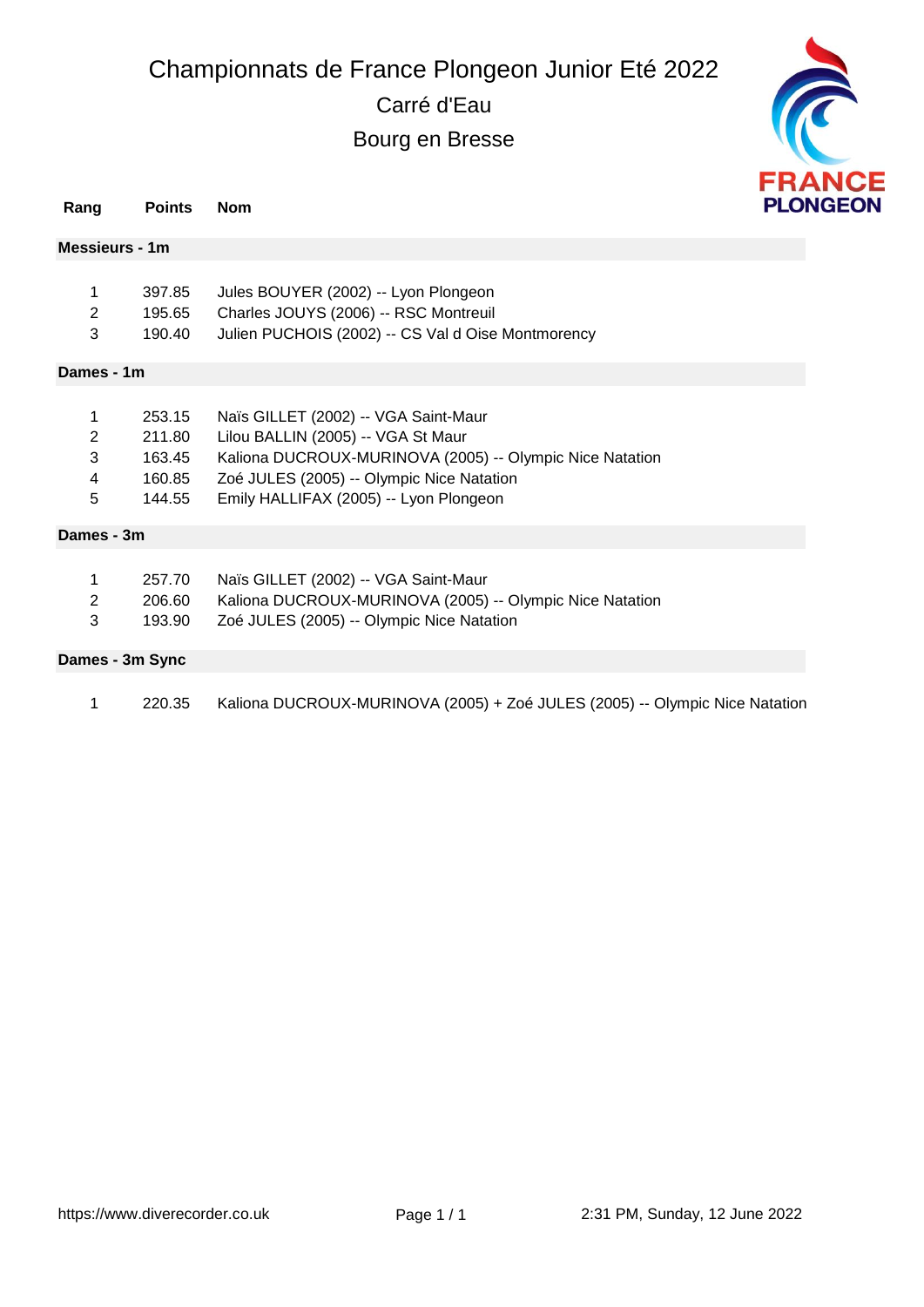# Championnats de France Plongeon Junior Eté 2022

Carré d'Eau

Bourg en Bresse

FRANCE PLONGEON

| Rang | Points | Nom |
|---|---|---|
| **Messieurs - 1m** | | |
| 1 | 397.85 | Jules BOUYER (2002) -- Lyon Plongeon |
| 2 | 195.65 | Charles JOUYS (2006) -- RSC Montreuil |
| 3 | 190.40 | Julien PUCHOIS (2002) -- CS Val d Oise Montmorency |
| **Dames - 1m** | | |
| 1 | 253.15 | Naïs GILLET (2002) -- VGA Saint-Maur |
| 2 | 211.80 | Lilou BALLIN (2005) -- VGA St Maur |
| 3 | 163.45 | Kaliona DUCROUX-MURINOVA (2005) -- Olympic Nice Natation |
| 4 | 160.85 | Zoé JULES (2005) -- Olympic Nice Natation |
| 5 | 144.55 | Emily HALLIFAX (2005) -- Lyon Plongeon |
| **Dames - 3m** | | |
| 1 | 257.70 | Naïs GILLET (2002) -- VGA Saint-Maur |
| 2 | 206.60 | Kaliona DUCROUX-MURINOVA (2005) -- Olympic Nice Natation |
| 3 | 193.90 | Zoé JULES (2005) -- Olympic Nice Natation |
| **Dames - 3m Sync** | | |
| 1 | 220.35 | Kaliona DUCROUX-MURINOVA (2005) + Zoé JULES (2005) -- Olympic Nice Natation |

https://www.diverecorder.co.uk

2:31 PM, Sunday, 12 June 2022